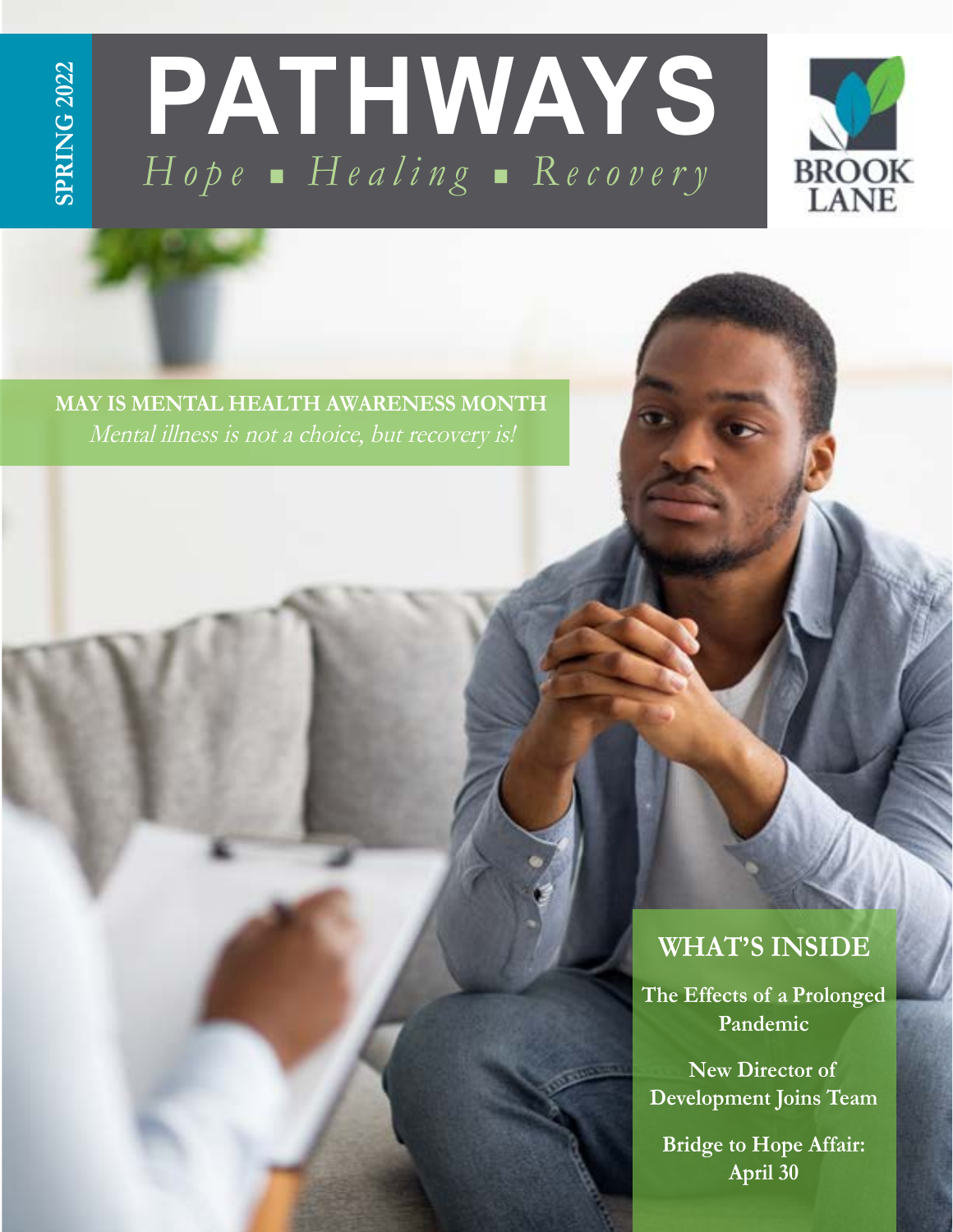SPRING 2022

# PATHWAYS

*Hope ▪ Healing ▪ Recovery*

BROOK LANE

**MAY IS MENTAL HEALTH AWARENESS MONTH**

*Mental illness is not a choice, but recovery is!*

## WHAT'S INSIDE

**The Effects of a Prolonged Pandemic**

**New Director of Development Joins Team**

**Bridge to Hope Affair: April 30**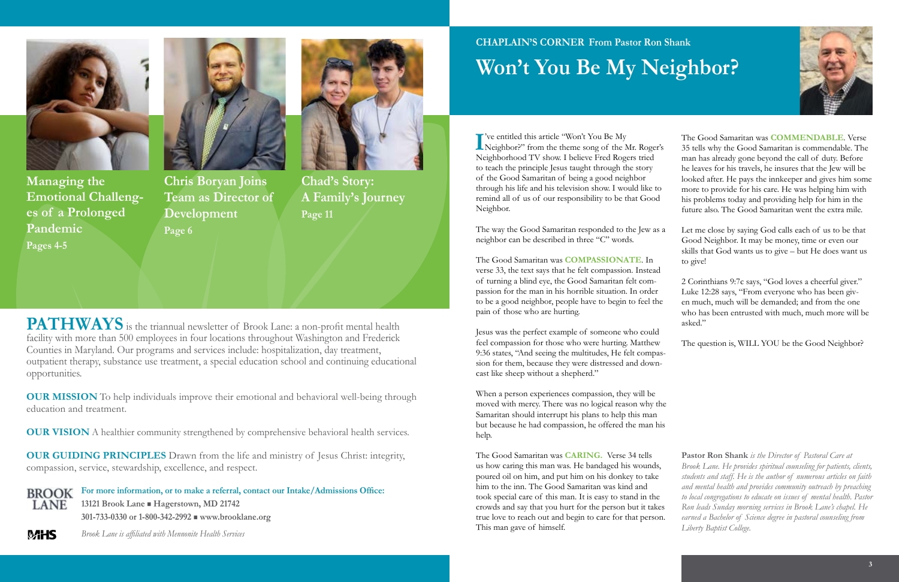**Managing the Emotional Challenges of a Prolonged Pandemic**
Pages 4-5

**Chris Boryan Joins Team as Director of Development**
Page 6

**Chad's Story: A Family's Journey**
Page 11

**PATHWAYS** is the triannual newsletter of Brook Lane: a non-profit mental health facility with more than 500 employees in four locations throughout Washington and Frederick Counties in Maryland. Our programs and services include: hospitalization, day treatment, outpatient therapy, substance use treatment, a special education school and continuing educational opportunities.

**OUR MISSION** To help individuals improve their emotional and behavioral well-being through education and treatment.

**OUR VISION** A healthier community strengthened by comprehensive behavioral health services.

**OUR GUIDING PRINCIPLES** Drawn from the life and ministry of Jesus Christ: integrity, compassion, service, stewardship, excellence, and respect.

**BROOK LANE**

**For more information, or to make a referral, contact our Intake/Admissions Office:**
**13121 Brook Lane ■ Hagerstown, MD 21742**
**301-733-0330 or 1-800-342-2992 ■ www.brooklane.org**

**MHS**

*Brook Lane is affiliated with Mennonite Health Services*

**CHAPLAIN'S CORNER From Pastor Ron Shank**

# Won't You Be My Neighbor?

I've entitled this article "Won't You Be My Neighbor?" from the theme song of the Mr. Roger's Neighborhood TV show. I believe Fred Rogers tried to teach the principle Jesus taught through the story of the Good Samaritan of being a good neighbor through his life and his television show. I would like to remind all of us of our responsibility to be that Good Neighbor.

The way the Good Samaritan responded to the Jew as a neighbor can be described in three "C" words.

The Good Samaritan was **COMPASSIONATE**. In verse 33, the text says that he felt compassion. Instead of turning a blind eye, the Good Samaritan felt compassion for the man in his horrible situation. In order to be a good neighbor, people have to begin to feel the pain of those who are hurting.

Jesus was the perfect example of someone who could feel compassion for those who were hurting. Matthew 9:36 states, "And seeing the multitudes, He felt compassion for them, because they were distressed and downcast like sheep without a shepherd."

When a person experiences compassion, they will be moved with mercy. There was no logical reason why the Samaritan should interrupt his plans to help this man but because he had compassion, he offered the man his help.

The Good Samaritan was **CARING**. Verse 34 tells us how caring this man was. He bandaged his wounds, poured oil on him, and put him on his donkey to take him to the inn. The Good Samaritan was kind and took special care of this man. It is easy to stand in the crowds and say that you hurt for the person but it takes true love to reach out and begin to care for that person. This man gave of himself.

The Good Samaritan was **COMMENDABLE**. Verse 35 tells why the Good Samaritan is commendable. The man has already gone beyond the call of duty. Before he leaves for his travels, he insures that the Jew will be looked after. He pays the innkeeper and gives him some more to provide for his care. He was helping him with his problems today and providing help for him in the future also. The Good Samaritan went the extra mile.

Let me close by saying God calls each of us to be that Good Neighbor. It may be money, time or even our skills that God wants us to give – but He does want us to give!

2 Corinthians 9:7c says, "God loves a cheerful giver." Luke 12:28 says, "From everyone who has been given much, much will be demanded; and from the one who has been entrusted with much, much more will be asked."

The question is, WILL YOU be the Good Neighbor?

**Pastor Ron Shank** *is the Director of Pastoral Care at Brook Lane. He provides spiritual counseling for patients, clients, students and staff. He is the author of numerous articles on faith and mental health and provides community outreach by preaching to local congregations to educate on issues of mental health. Pastor Ron leads Sunday morning services in Brook Lane's chapel. He earned a Bachelor of Science degree in pastoral counseling from Liberty Baptist College.*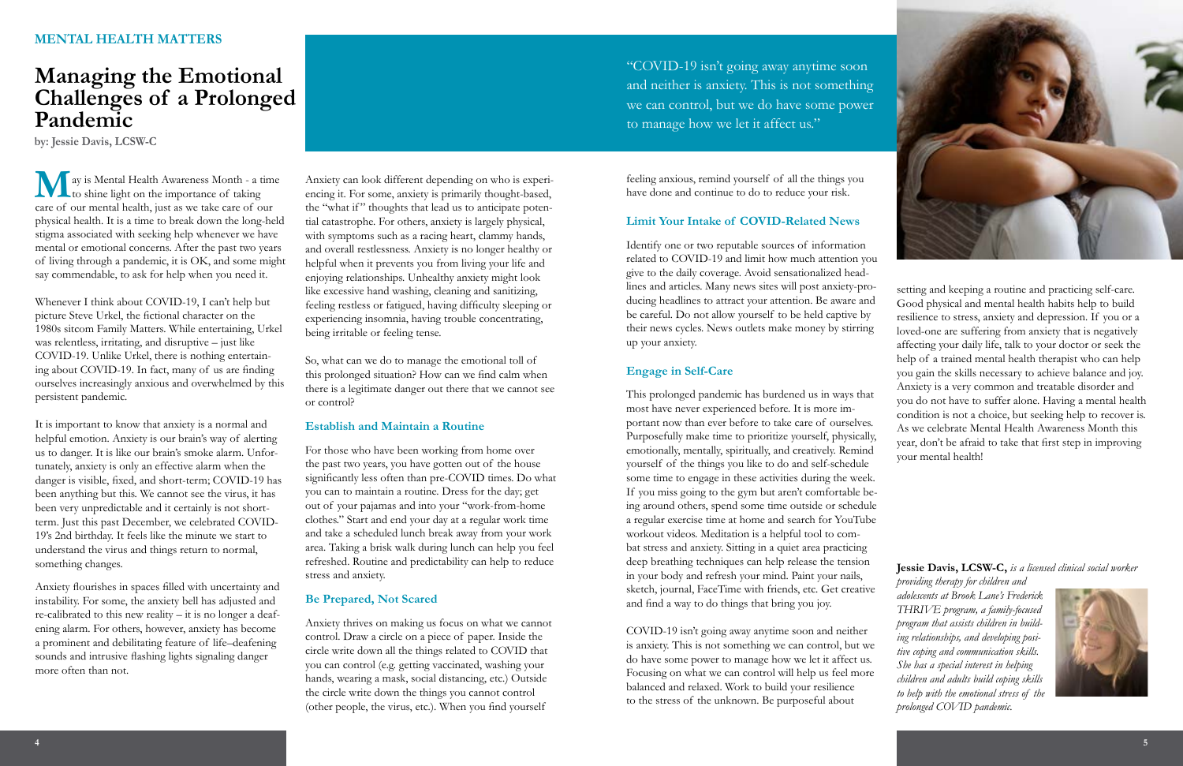## MENTAL HEALTH MATTERS

# Managing the Emotional Challenges of a Prolonged Pandemic

**by: Jessie Davis, LCSW-C**

May is Mental Health Awareness Month - a time to shine light on the importance of taking care of our mental health, just as we take care of our physical health. It is a time to break down the long-held stigma associated with seeking help whenever we have mental or emotional concerns. After the past two years of living through a pandemic, it is OK, and some might say commendable, to ask for help when you need it.

Whenever I think about COVID-19, I can't help but picture Steve Urkel, the fictional character on the 1980s sitcom Family Matters. While entertaining, Urkel was relentless, irritating, and disruptive – just like COVID-19. Unlike Urkel, there is nothing entertaining about COVID-19. In fact, many of us are finding ourselves increasingly anxious and overwhelmed by this persistent pandemic.

It is important to know that anxiety is a normal and helpful emotion. Anxiety is our brain's way of alerting us to danger. It is like our brain's smoke alarm. Unfortunately, anxiety is only an effective alarm when the danger is visible, fixed, and short-term; COVID-19 has been anything but this. We cannot see the virus, it has been very unpredictable and it certainly is not short-term. Just this past December, we celebrated COVID-19's 2nd birthday. It feels like the minute we start to understand the virus and things return to normal, something changes.

Anxiety flourishes in spaces filled with uncertainty and instability. For some, the anxiety bell has adjusted and re-calibrated to this new reality – it is no longer a deafening alarm. For others, however, anxiety has become a prominent and debilitating feature of life–deafening sounds and intrusive flashing lights signaling danger more often than not.

Anxiety can look different depending on who is experiencing it. For some, anxiety is primarily thought-based, the "what if" thoughts that lead us to anticipate potential catastrophe. For others, anxiety is largely physical, with symptoms such as a racing heart, clammy hands, and overall restlessness. Anxiety is no longer healthy or helpful when it prevents you from living your life and enjoying relationships. Unhealthy anxiety might look like excessive hand washing, cleaning and sanitizing, feeling restless or fatigued, having difficulty sleeping or experiencing insomnia, having trouble concentrating, being irritable or feeling tense.

So, what can we do to manage the emotional toll of this prolonged situation? How can we find calm when there is a legitimate danger out there that we cannot see or control?

> "COVID-19 isn't going away anytime soon and neither is anxiety. This is not something we can control, but we do have some power to manage how we let it affect us."

### Establish and Maintain a Routine

For those who have been working from home over the past two years, you have gotten out of the house significantly less often than pre-COVID times. Do what you can to maintain a routine. Dress for the day; get out of your pajamas and into your "work-from-home clothes." Start and end your day at a regular work time and take a scheduled lunch break away from your work area. Taking a brisk walk during lunch can help you feel refreshed. Routine and predictability can help to reduce stress and anxiety.

### Be Prepared, Not Scared

Anxiety thrives on making us focus on what we cannot control. Draw a circle on a piece of paper. Inside the circle write down all the things related to COVID that you can control (e.g. getting vaccinated, washing your hands, wearing a mask, social distancing, etc.) Outside the circle write down the things you cannot control (other people, the virus, etc.). When you find yourself feeling anxious, remind yourself of all the things you have done and continue to do to reduce your risk.

### Limit Your Intake of COVID-Related News

Identify one or two reputable sources of information related to COVID-19 and limit how much attention you give to the daily coverage. Avoid sensationalized headlines and articles. Many news sites will post anxiety-producing headlines to attract your attention. Be aware and be careful. Do not allow yourself to be held captive by their news cycles. News outlets make money by stirring up your anxiety.

### Engage in Self-Care

This prolonged pandemic has burdened us in ways that most have never experienced before. It is more important now than ever before to take care of ourselves. Purposefully make time to prioritize yourself, physically, emotionally, mentally, spiritually, and creatively. Remind yourself of the things you like to do and self-schedule some time to engage in these activities during the week. If you miss going to the gym but aren't comfortable being around others, spend some time outside or schedule a regular exercise time at home and search for YouTube workout videos. Meditation is a helpful tool to combat stress and anxiety. Sitting in a quiet area practicing deep breathing techniques can help release the tension in your body and refresh your mind. Paint your nails, sketch, journal, FaceTime with friends, etc. Get creative and find a way to do things that bring you joy.

COVID-19 isn't going away anytime soon and neither is anxiety. This is not something we can control, but we do have some power to manage how we let it affect us. Focusing on what we can control will help us feel more balanced and relaxed. Work to build your resilience to the stress of the unknown. Be purposeful about setting and keeping a routine and practicing self-care. Good physical and mental health habits help to build resilience to stress, anxiety and depression. If you or a loved-one are suffering from anxiety that is negatively affecting your daily life, talk to your doctor or seek the help of a trained mental health therapist who can help you gain the skills necessary to achieve balance and joy. Anxiety is a very common and treatable disorder and you do not have to suffer alone. Having a mental health condition is not a choice, but seeking help to recover is. As we celebrate Mental Health Awareness Month this year, don't be afraid to take that first step in improving your mental health!

**Jessie Davis, LCSW-C,** *is a licensed clinical social worker providing therapy for children and adolescents at Brook Lane's Frederick THRIVE program, a family-focused program that assists children in building relationships, and developing positive coping and communication skills. She has a special interest in helping children and adults build coping skills to help with the emotional stress of the prolonged COVID pandemic.*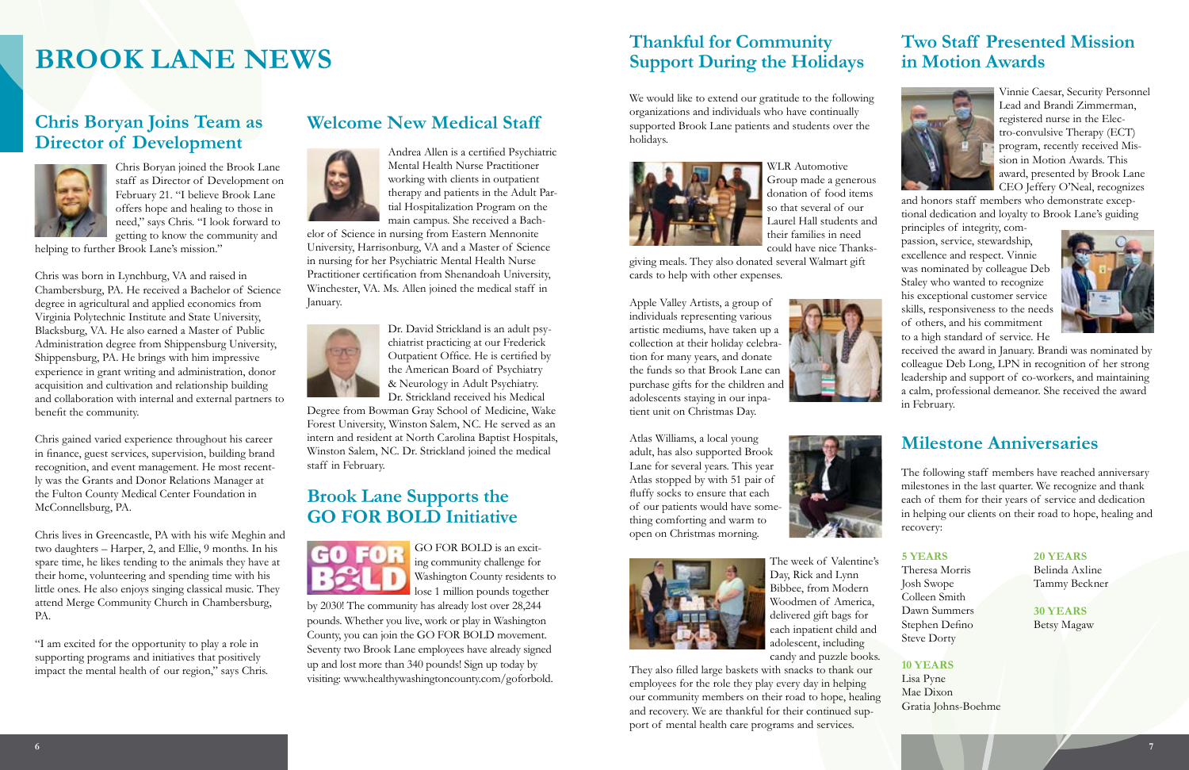# BROOK LANE NEWS

## Chris Boryan Joins Team as Director of Development

Chris Boryan joined the Brook Lane staff as Director of Development on February 21. "I believe Brook Lane offers hope and healing to those in need," says Chris. "I look forward to getting to know the community and helping to further Brook Lane's mission."

Chris was born in Lynchburg, VA and raised in Chambersburg, PA. He received a Bachelor of Science degree in agricultural and applied economics from Virginia Polytechnic Institute and State University, Blacksburg, VA. He also earned a Master of Public Administration degree from Shippensburg University, Shippensburg, PA. He brings with him impressive experience in grant writing and administration, donor acquisition and cultivation and relationship building and collaboration with internal and external partners to benefit the community.

Chris gained varied experience throughout his career in finance, guest services, supervision, building brand recognition, and event management. He most recently was the Grants and Donor Relations Manager at the Fulton County Medical Center Foundation in McConnellsburg, PA.

Chris lives in Greencastle, PA with his wife Meghin and two daughters – Harper, 2, and Ellie, 9 months. In his spare time, he likes tending to the animals they have at their home, volunteering and spending time with his little ones. He also enjoys singing classical music. They attend Merge Community Church in Chambersburg, PA.

"I am excited for the opportunity to play a role in supporting programs and initiatives that positively impact the mental health of our region," says Chris.

## Welcome New Medical Staff

Andrea Allen is a certified Psychiatric Mental Health Nurse Practitioner working with clients in outpatient therapy and patients in the Adult Partial Hospitalization Program on the main campus. She received a Bachelor of Science in nursing from Eastern Mennonite University, Harrisonburg, VA and a Master of Science in nursing for her Psychiatric Mental Health Nurse Practitioner certification from Shenandoah University, Winchester, VA. Ms. Allen joined the medical staff in January.

Dr. David Strickland is an adult psychiatrist practicing at our Frederick Outpatient Office. He is certified by the American Board of Psychiatry & Neurology in Adult Psychiatry. Dr. Strickland received his Medical Degree from Bowman Gray School of Medicine, Wake Forest University, Winston Salem, NC. He served as an intern and resident at North Carolina Baptist Hospitals, Winston Salem, NC. Dr. Strickland joined the medical staff in February.

## Brook Lane Supports the GO FOR BOLD Initiative

GO FOR BOLD is an exciting community challenge for Washington County residents to lose 1 million pounds together by 2030! The community has already lost over 28,244 pounds. Whether you live, work or play in Washington County, you can join the GO FOR BOLD movement. Seventy two Brook Lane employees have already signed up and lost more than 340 pounds! Sign up today by visiting: www.healthywashingtoncounty.com/goforbold.

## Thankful for Community Support During the Holidays

We would like to extend our gratitude to the following organizations and individuals who have continually supported Brook Lane patients and students over the holidays.

WLR Automotive Group made a generous donation of food items so that several of our Laurel Hall students and their families in need could have nice Thanksgiving meals. They also donated several Walmart gift cards to help with other expenses.

Apple Valley Artists, a group of individuals representing various artistic mediums, have taken up a collection at their holiday celebration for many years, and donate the funds so that Brook Lane can purchase gifts for the children and adolescents staying in our inpatient unit on Christmas Day.

Atlas Williams, a local young adult, has also supported Brook Lane for several years. This year Atlas stopped by with 51 pair of fluffy socks to ensure that each of our patients would have something comforting and warm to open on Christmas morning.

The week of Valentine's Day, Rick and Lynn Bibbee, from Modern Woodmen of America, delivered gift bags for each inpatient child and adolescent, including candy and puzzle books. They also filled large baskets with snacks to thank our employees for the role they play every day in helping our community members on their road to hope, healing and recovery. We are thankful for their continued support of mental health care programs and services.

## Two Staff Presented Mission in Motion Awards

Vinnie Caesar, Security Personnel Lead and Brandi Zimmerman, registered nurse in the Electro-convulsive Therapy (ECT) program, recently received Mission in Motion Awards. This award, presented by Brook Lane CEO Jeffery O'Neal, recognizes and honors staff members who demonstrate exceptional dedication and loyalty to Brook Lane's guiding principles of integrity, compassion, service, stewardship, excellence and respect. Vinnie was nominated by colleague Deb Staley who wanted to recognize his exceptional customer service skills, responsiveness to the needs of others, and his commitment to a high standard of service. He received the award in January. Brandi was nominated by colleague Deb Long, LPN in recognition of her strong leadership and support of co-workers, and maintaining a calm, professional demeanor. She received the award in February.

## Milestone Anniversaries

The following staff members have reached anniversary milestones in the last quarter. We recognize and thank each of them for their years of service and dedication in helping our clients on their road to hope, healing and recovery:

**5 YEARS**
Theresa Morris
Josh Swope
Colleen Smith
Dawn Summers
Stephen Defino
Steve Dorty

**10 YEARS**
Lisa Pyne
Mae Dixon
Gratia Johns-Boehme

**20 YEARS**
Belinda Axline
Tammy Beckner

**30 YEARS**
Betsy Magaw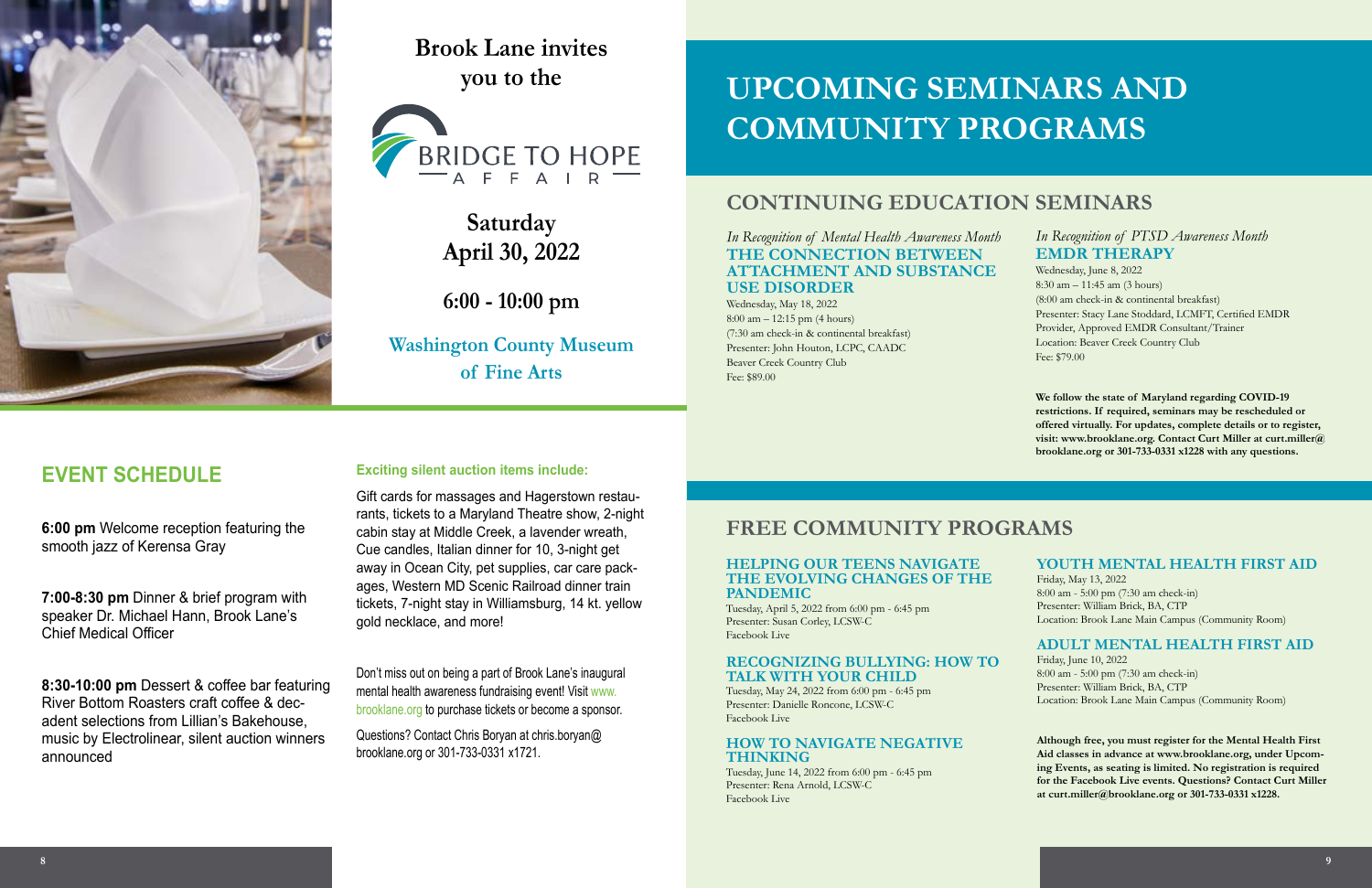Brook Lane invites you to the

**BRIDGE TO HOPE AFFAIR**

**Saturday April 30, 2022**

**6:00 - 10:00 pm**

**Washington County Museum of Fine Arts**

## EVENT SCHEDULE

**6:00 pm** Welcome reception featuring the smooth jazz of Kerensa Gray

**7:00-8:30 pm** Dinner & brief program with speaker Dr. Michael Hann, Brook Lane's Chief Medical Officer

**8:30-10:00 pm** Dessert & coffee bar featuring River Bottom Roasters craft coffee & decadent selections from Lillian's Bakehouse, music by Electrolinear, silent auction winners announced

**Exciting silent auction items include:**

Gift cards for massages and Hagerstown restaurants, tickets to a Maryland Theatre show, 2-night cabin stay at Middle Creek, a lavender wreath, Cue candles, Italian dinner for 10, 3-night get away in Ocean City, pet supplies, car care packages, Western MD Scenic Railroad dinner train tickets, 7-night stay in Williamsburg, 14 kt. yellow gold necklace, and more!

Don't miss out on being a part of Brook Lane's inaugural mental health awareness fundraising event! Visit www.brooklane.org to purchase tickets or become a sponsor.

Questions? Contact Chris Boryan at chris.boryan@brooklane.org or 301-733-0331 x1721.

# UPCOMING SEMINARS AND COMMUNITY PROGRAMS

## CONTINUING EDUCATION SEMINARS

*In Recognition of Mental Health Awareness Month*

### THE CONNECTION BETWEEN ATTACHMENT AND SUBSTANCE USE DISORDER

Wednesday, May 18, 2022
8:00 am – 12:15 pm (4 hours)
(7:30 am check-in & continental breakfast)
Presenter: John Houton, LCPC, CAADC
Beaver Creek Country Club
Fee: $89.00

*In Recognition of PTSD Awareness Month*

### EMDR THERAPY

Wednesday, June 8, 2022
8:30 am – 11:45 am (3 hours)
(8:00 am check-in & continental breakfast)
Presenter: Stacy Lane Stoddard, LCMFT, Certified EMDR Provider, Approved EMDR Consultant/Trainer
Location: Beaver Creek Country Club
Fee: $79.00

**We follow the state of Maryland regarding COVID-19 restrictions. If required, seminars may be rescheduled or offered virtually. For updates, complete details or to register, visit: www.brooklane.org. Contact Curt Miller at curt.miller@brooklane.org or 301-733-0331 x1228 with any questions.**

## FREE COMMUNITY PROGRAMS

### HELPING OUR TEENS NAVIGATE THE EVOLVING CHANGES OF THE PANDEMIC

Tuesday, April 5, 2022 from 6:00 pm - 6:45 pm
Presenter: Susan Corley, LCSW-C
Facebook Live

### RECOGNIZING BULLYING: HOW TO TALK WITH YOUR CHILD

Tuesday, May 24, 2022 from 6:00 pm - 6:45 pm
Presenter: Danielle Roncone, LCSW-C
Facebook Live

### HOW TO NAVIGATE NEGATIVE THINKING

Tuesday, June 14, 2022 from 6:00 pm - 6:45 pm
Presenter: Rena Arnold, LCSW-C
Facebook Live

### YOUTH MENTAL HEALTH FIRST AID

Friday, May 13, 2022
8:00 am - 5:00 pm (7:30 am check-in)
Presenter: William Brick, BA, CTP
Location: Brook Lane Main Campus (Community Room)

### ADULT MENTAL HEALTH FIRST AID

Friday, June 10, 2022
8:00 am - 5:00 pm (7:30 am check-in)
Presenter: William Brick, BA, CTP
Location: Brook Lane Main Campus (Community Room)

**Although free, you must register for the Mental Health First Aid classes in advance at www.brooklane.org, under Upcoming Events, as seating is limited. No registration is required for the Facebook Live events. Questions? Contact Curt Miller at curt.miller@brooklane.org or 301-733-0331 x1228.**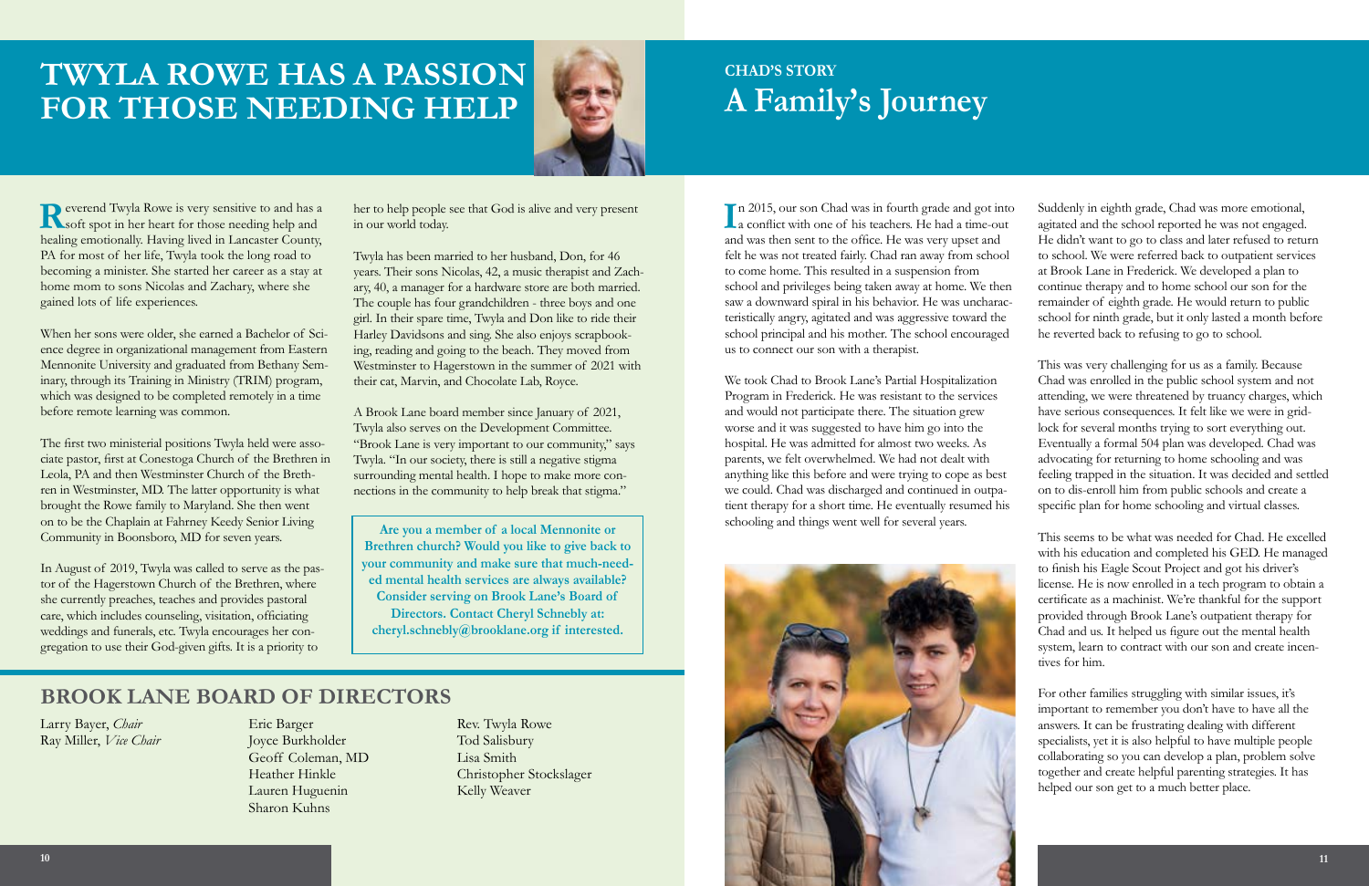# TWYLA ROWE HAS A PASSION FOR THOSE NEEDING HELP

Reverend Twyla Rowe is very sensitive to and has a soft spot in her heart for those needing help and healing emotionally. Having lived in Lancaster County, PA for most of her life, Twyla took the long road to becoming a minister. She started her career as a stay at home mom to sons Nicolas and Zachary, where she gained lots of life experiences.

When her sons were older, she earned a Bachelor of Science degree in organizational management from Eastern Mennonite University and graduated from Bethany Seminary, through its Training in Ministry (TRIM) program, which was designed to be completed remotely in a time before remote learning was common.

The first two ministerial positions Twyla held were associate pastor, first at Conestoga Church of the Brethren in Leola, PA and then Westminster Church of the Brethren in Westminster, MD. The latter opportunity is what brought the Rowe family to Maryland. She then went on to be the Chaplain at Fahrney Keedy Senior Living Community in Boonsboro, MD for seven years.

In August of 2019, Twyla was called to serve as the pastor of the Hagerstown Church of the Brethren, where she currently preaches, teaches and provides pastoral care, which includes counseling, visitation, officiating weddings and funerals, etc. Twyla encourages her congregation to use their God-given gifts. It is a priority to her to help people see that God is alive and very present in our world today.

Twyla has been married to her husband, Don, for 46 years. Their sons Nicolas, 42, a music therapist and Zachary, 40, a manager for a hardware store are both married. The couple has four grandchildren - three boys and one girl. In their spare time, Twyla and Don like to ride their Harley Davidsons and sing. She also enjoys scrapbooking, reading and going to the beach. They moved from Westminster to Hagerstown in the summer of 2021 with their cat, Marvin, and Chocolate Lab, Royce.

A Brook Lane board member since January of 2021, Twyla also serves on the Development Committee. "Brook Lane is very important to our community," says Twyla. "In our society, there is still a negative stigma surrounding mental health. I hope to make more connections in the community to help break that stigma."

**Are you a member of a local Mennonite or Brethren church? Would you like to give back to your community and make sure that much-needed mental health services are always available? Consider serving on Brook Lane's Board of Directors. Contact Cheryl Schnebly at: cheryl.schnebly@brooklane.org if interested.**

## BROOK LANE BOARD OF DIRECTORS

Larry Bayer, *Chair*
Ray Miller, *Vice Chair*

Eric Barger
Joyce Burkholder
Geoff Coleman, MD
Heather Hinkle
Lauren Huguenin
Sharon Kuhns

Rev. Twyla Rowe
Tod Salisbury
Lisa Smith
Christopher Stockslager
Kelly Weaver

### CHAD'S STORY

# A Family's Journey

In 2015, our son Chad was in fourth grade and got into a conflict with one of his teachers. He had a time-out and was then sent to the office. He was very upset and felt he was not treated fairly. Chad ran away from school to come home. This resulted in a suspension from school and privileges being taken away at home. We then saw a downward spiral in his behavior. He was uncharacteristically angry, agitated and was aggressive toward the school principal and his mother. The school encouraged us to connect our son with a therapist.

We took Chad to Brook Lane's Partial Hospitalization Program in Frederick. He was resistant to the services and would not participate there. The situation grew worse and it was suggested to have him go into the hospital. He was admitted for almost two weeks. As parents, we felt overwhelmed. We had not dealt with anything like this before and were trying to cope as best we could. Chad was discharged and continued in outpatient therapy for a short time. He eventually resumed his schooling and things went well for several years.

Suddenly in eighth grade, Chad was more emotional, agitated and the school reported he was not engaged. He didn't want to go to class and later refused to return to school. We were referred back to outpatient services at Brook Lane in Frederick. We developed a plan to continue therapy and to home school our son for the remainder of eighth grade. He would return to public school for ninth grade, but it only lasted a month before he reverted back to refusing to go to school.

This was very challenging for us as a family. Because Chad was enrolled in the public school system and not attending, we were threatened by truancy charges, which have serious consequences. It felt like we were in gridlock for several months trying to sort everything out. Eventually a formal 504 plan was developed. Chad was advocating for returning to home schooling and was feeling trapped in the situation. It was decided and settled on to dis-enroll him from public schools and create a specific plan for home schooling and virtual classes.

This seems to be what was needed for Chad. He excelled with his education and completed his GED. He managed to finish his Eagle Scout Project and got his driver's license. He is now enrolled in a tech program to obtain a certificate as a machinist. We're thankful for the support provided through Brook Lane's outpatient therapy for Chad and us. It helped us figure out the mental health system, learn to contract with our son and create incentives for him.

For other families struggling with similar issues, it's important to remember you don't have to have all the answers. It can be frustrating dealing with different specialists, yet it is also helpful to have multiple people collaborating so you can develop a plan, problem solve together and create helpful parenting strategies. It has helped our son get to a much better place.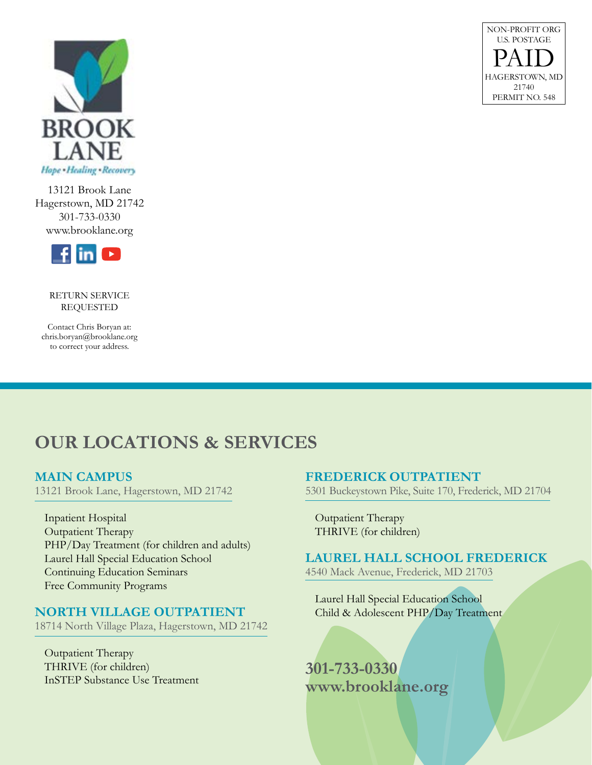BROOK LANE

*Hope • Healing • Recovery*

13121 Brook Lane
Hagerstown, MD 21742
301-733-0330
www.brooklane.org

NON-PROFIT ORG
U.S. POSTAGE
PAID
HAGERSTOWN, MD
21740
PERMIT NO. 548

RETURN SERVICE REQUESTED

Contact Chris Boryan at:
chris.boryan@brooklane.org
to correct your address.

# OUR LOCATIONS & SERVICES

## MAIN CAMPUS

13121 Brook Lane, Hagerstown, MD 21742

- Inpatient Hospital
- Outpatient Therapy
- PHP/Day Treatment (for children and adults)
- Laurel Hall Special Education School
- Continuing Education Seminars
- Free Community Programs

## NORTH VILLAGE OUTPATIENT

18714 North Village Plaza, Hagerstown, MD 21742

- Outpatient Therapy
- THRIVE (for children)
- InSTEP Substance Use Treatment

## FREDERICK OUTPATIENT

5301 Buckeystown Pike, Suite 170, Frederick, MD 21704

- Outpatient Therapy
- THRIVE (for children)

## LAUREL HALL SCHOOL FREDERICK

4540 Mack Avenue, Frederick, MD 21703

- Laurel Hall Special Education School
- Child & Adolescent PHP/Day Treatment

**301-733-0330**
**www.brooklane.org**